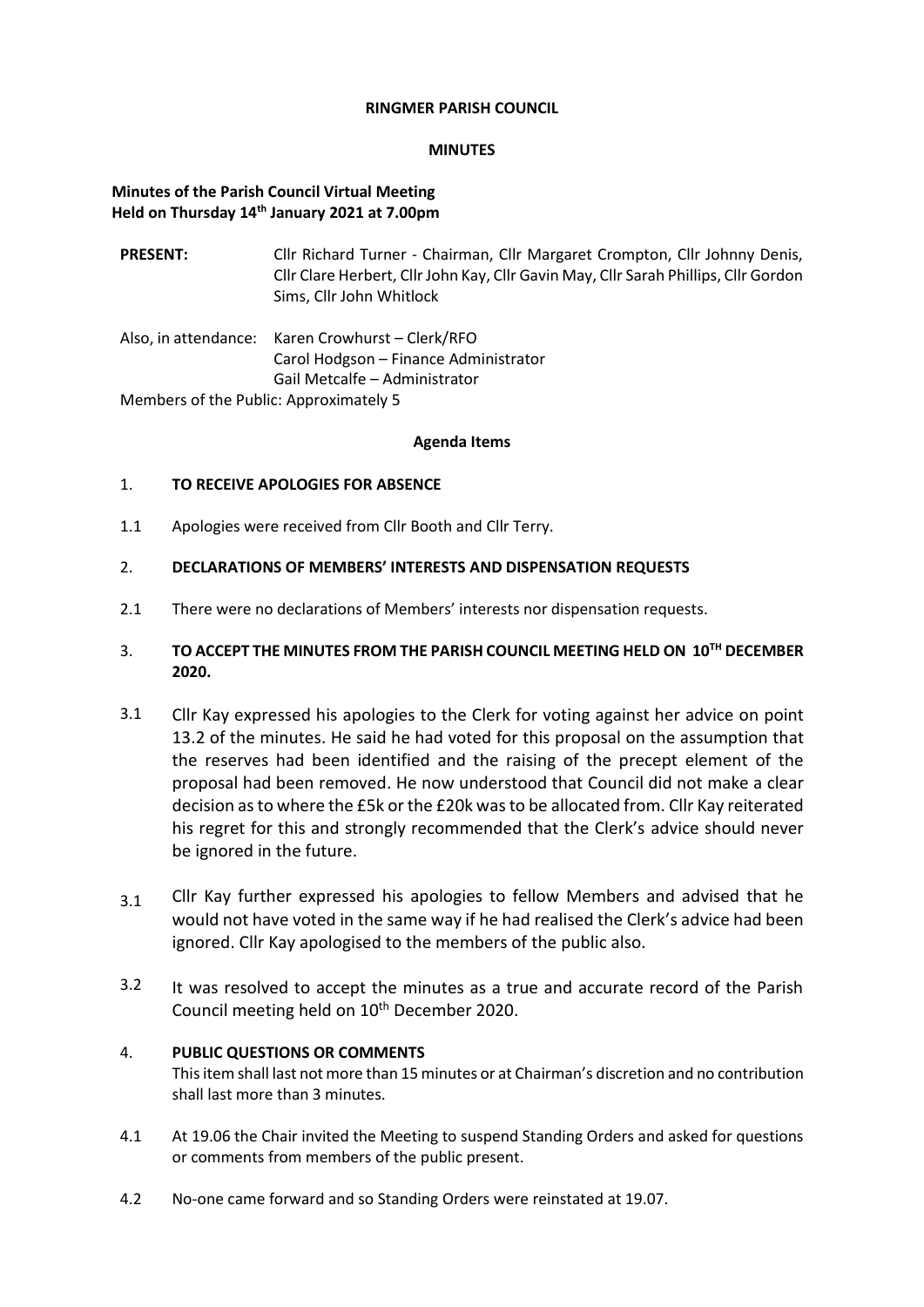**RINGMER PARISH COUNCIL**

**MINUTES**

**Minutes of the Parish Council Virtual Meeting**
**Held on Thursday 14th January 2021 at 7.00pm**

**PRESENT:** Cllr Richard Turner - Chairman, Cllr Margaret Crompton, Cllr Johnny Denis, Cllr Clare Herbert, Cllr John Kay, Cllr Gavin May, Cllr Sarah Phillips, Cllr Gordon Sims, Cllr John Whitlock

Also, in attendance: Karen Crowhurst – Clerk/RFO
Carol Hodgson – Finance Administrator
Gail Metcalfe – Administrator

Members of the Public: Approximately 5

**Agenda Items**

1. **TO RECEIVE APOLOGIES FOR ABSENCE**

1.1 Apologies were received from Cllr Booth and Cllr Terry.

2. **DECLARATIONS OF MEMBERS' INTERESTS AND DISPENSATION REQUESTS**

2.1 There were no declarations of Members' interests nor dispensation requests.

3. **TO ACCEPT THE MINUTES FROM THE PARISH COUNCIL MEETING HELD ON 10TH DECEMBER 2020.**

3.1 Cllr Kay expressed his apologies to the Clerk for voting against her advice on point 13.2 of the minutes. He said he had voted for this proposal on the assumption that the reserves had been identified and the raising of the precept element of the proposal had been removed. He now understood that Council did not make a clear decision as to where the £5k or the £20k was to be allocated from. Cllr Kay reiterated his regret for this and strongly recommended that the Clerk's advice should never be ignored in the future.

3.1 Cllr Kay further expressed his apologies to fellow Members and advised that he would not have voted in the same way if he had realised the Clerk's advice had been ignored. Cllr Kay apologised to the members of the public also.

3.2 It was resolved to accept the minutes as a true and accurate record of the Parish Council meeting held on 10th December 2020.

4. **PUBLIC QUESTIONS OR COMMENTS**
This item shall last not more than 15 minutes or at Chairman's discretion and no contribution shall last more than 3 minutes.

4.1 At 19.06 the Chair invited the Meeting to suspend Standing Orders and asked for questions or comments from members of the public present.

4.2 No-one came forward and so Standing Orders were reinstated at 19.07.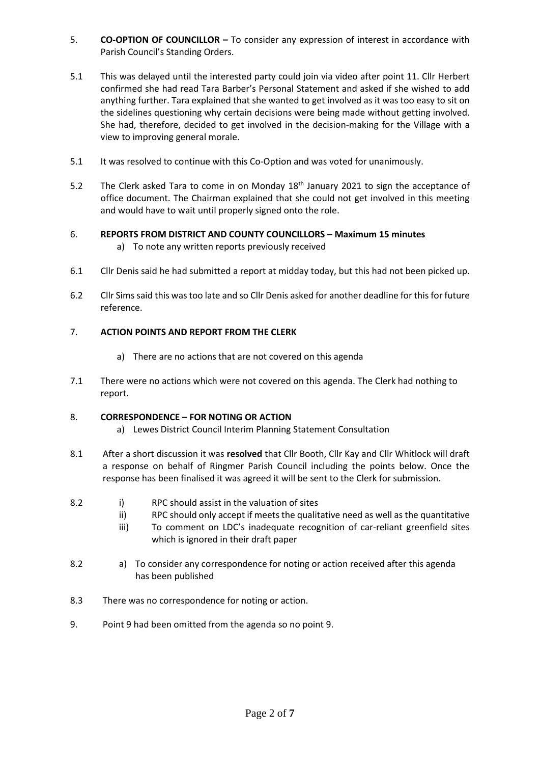5. **CO-OPTION OF COUNCILLOR –** To consider any expression of interest in accordance with Parish Council's Standing Orders.

5.1 This was delayed until the interested party could join via video after point 11. Cllr Herbert confirmed she had read Tara Barber's Personal Statement and asked if she wished to add anything further. Tara explained that she wanted to get involved as it was too easy to sit on the sidelines questioning why certain decisions were being made without getting involved. She had, therefore, decided to get involved in the decision-making for the Village with a view to improving general morale.

5.1 It was resolved to continue with this Co-Option and was voted for unanimously.

5.2 The Clerk asked Tara to come in on Monday 18th January 2021 to sign the acceptance of office document. The Chairman explained that she could not get involved in this meeting and would have to wait until properly signed onto the role.

6. **REPORTS FROM DISTRICT AND COUNTY COUNCILLORS – Maximum 15 minutes**
   a) To note any written reports previously received

6.1 Cllr Denis said he had submitted a report at midday today, but this had not been picked up.

6.2 Cllr Sims said this was too late and so Cllr Denis asked for another deadline for this for future reference.

7. **ACTION POINTS AND REPORT FROM THE CLERK**

   a) There are no actions that are not covered on this agenda

7.1 There were no actions which were not covered on this agenda. The Clerk had nothing to report.

8. **CORRESPONDENCE – FOR NOTING OR ACTION**
   a) Lewes District Council Interim Planning Statement Consultation

8.1 After a short discussion it was **resolved** that Cllr Booth, Cllr Kay and Cllr Whitlock will draft a response on behalf of Ringmer Parish Council including the points below. Once the response has been finalised it was agreed it will be sent to the Clerk for submission.

8.2
   i) RPC should assist in the valuation of sites
   ii) RPC should only accept if meets the qualitative need as well as the quantitative
   iii) To comment on LDC's inadequate recognition of car-reliant greenfield sites which is ignored in their draft paper

8.2 a) To consider any correspondence for noting or action received after this agenda has been published

8.3 There was no correspondence for noting or action.

9. Point 9 had been omitted from the agenda so no point 9.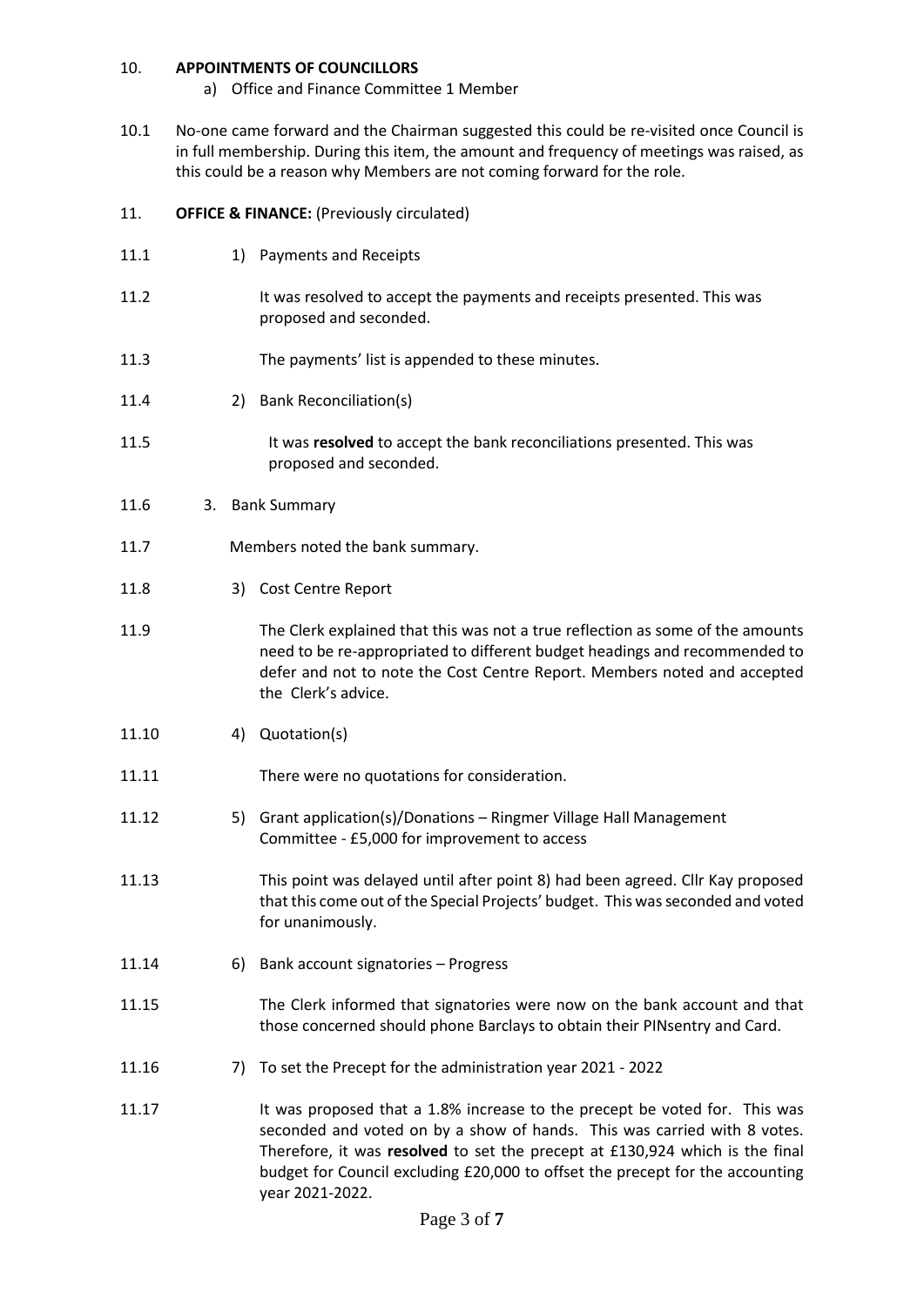10. **APPOINTMENTS OF COUNCILLORS**

a) Office and Finance Committee 1 Member

10.1 No-one came forward and the Chairman suggested this could be re-visited once Council is in full membership. During this item, the amount and frequency of meetings was raised, as this could be a reason why Members are not coming forward for the role.

11. **OFFICE & FINANCE:** (Previously circulated)

11.1 1) Payments and Receipts

11.2 It was resolved to accept the payments and receipts presented. This was proposed and seconded.

11.3 The payments' list is appended to these minutes.

11.4 2) Bank Reconciliation(s)

11.5 It was **resolved** to accept the bank reconciliations presented. This was proposed and seconded.

11.6 3. Bank Summary

11.7 Members noted the bank summary.

11.8 3) Cost Centre Report

11.9 The Clerk explained that this was not a true reflection as some of the amounts need to be re-appropriated to different budget headings and recommended to defer and not to note the Cost Centre Report. Members noted and accepted the Clerk's advice.

11.10 4) Quotation(s)

11.11 There were no quotations for consideration.

11.12 5) Grant application(s)/Donations – Ringmer Village Hall Management Committee - £5,000 for improvement to access

11.13 This point was delayed until after point 8) had been agreed. Cllr Kay proposed that this come out of the Special Projects' budget. This was seconded and voted for unanimously.

11.14 6) Bank account signatories – Progress

11.15 The Clerk informed that signatories were now on the bank account and that those concerned should phone Barclays to obtain their PINsentry and Card.

11.16 7) To set the Precept for the administration year 2021 - 2022

11.17 It was proposed that a 1.8% increase to the precept be voted for. This was seconded and voted on by a show of hands. This was carried with 8 votes. Therefore, it was **resolved** to set the precept at £130,924 which is the final budget for Council excluding £20,000 to offset the precept for the accounting year 2021-2022.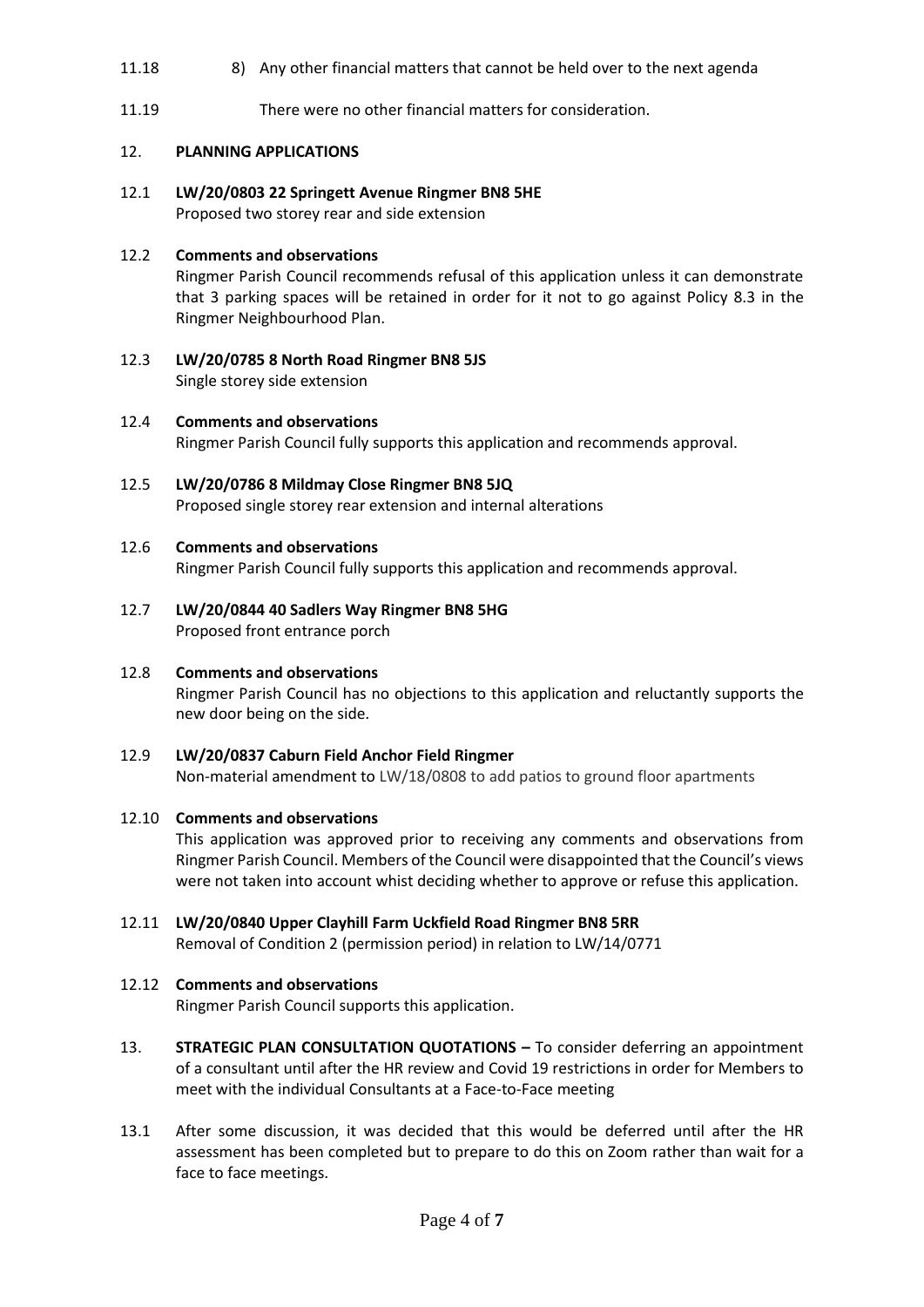11.18 8) Any other financial matters that cannot be held over to the next agenda

11.19 There were no other financial matters for consideration.

12. **PLANNING APPLICATIONS**

12.1 **LW/20/0803 22 Springett Avenue Ringmer BN8 5HE**
Proposed two storey rear and side extension

12.2 **Comments and observations**
Ringmer Parish Council recommends refusal of this application unless it can demonstrate that 3 parking spaces will be retained in order for it not to go against Policy 8.3 in the Ringmer Neighbourhood Plan.

12.3 **LW/20/0785 8 North Road Ringmer BN8 5JS**
Single storey side extension

12.4 **Comments and observations**
Ringmer Parish Council fully supports this application and recommends approval.

12.5 **LW/20/0786 8 Mildmay Close Ringmer BN8 5JQ**
Proposed single storey rear extension and internal alterations

12.6 **Comments and observations**
Ringmer Parish Council fully supports this application and recommends approval.

12.7 **LW/20/0844 40 Sadlers Way Ringmer BN8 5HG**
Proposed front entrance porch

12.8 **Comments and observations**
Ringmer Parish Council has no objections to this application and reluctantly supports the new door being on the side.

12.9 **LW/20/0837 Caburn Field Anchor Field Ringmer**
Non-material amendment to LW/18/0808 to add patios to ground floor apartments

12.10 **Comments and observations**
This application was approved prior to receiving any comments and observations from Ringmer Parish Council. Members of the Council were disappointed that the Council's views were not taken into account whist deciding whether to approve or refuse this application.

12.11 **LW/20/0840 Upper Clayhill Farm Uckfield Road Ringmer BN8 5RR**
Removal of Condition 2 (permission period) in relation to LW/14/0771

12.12 **Comments and observations**
Ringmer Parish Council supports this application.

13. **STRATEGIC PLAN CONSULTATION QUOTATIONS –** To consider deferring an appointment of a consultant until after the HR review and Covid 19 restrictions in order for Members to meet with the individual Consultants at a Face-to-Face meeting

13.1 After some discussion, it was decided that this would be deferred until after the HR assessment has been completed but to prepare to do this on Zoom rather than wait for a face to face meetings.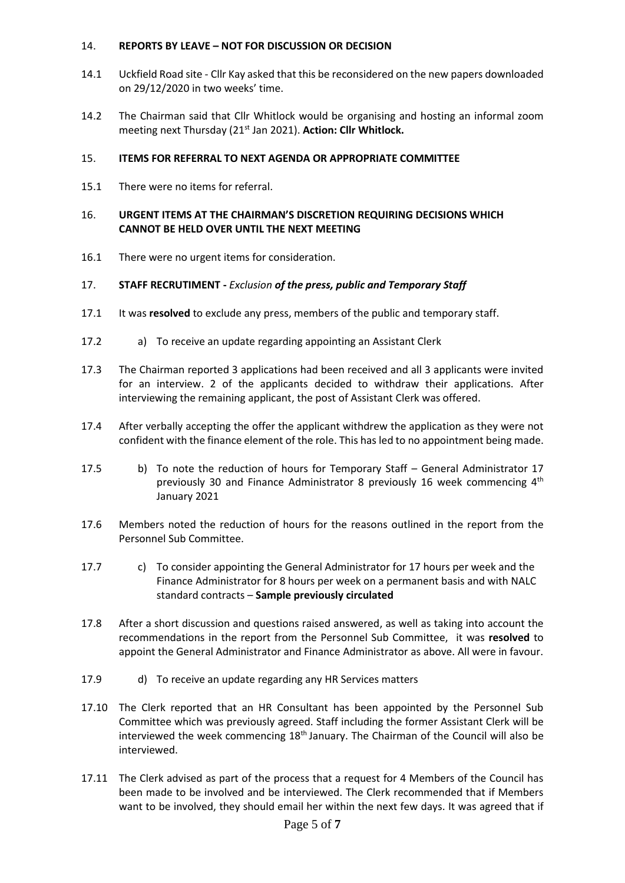14. **REPORTS BY LEAVE – NOT FOR DISCUSSION OR DECISION**

14.1 Uckfield Road site - Cllr Kay asked that this be reconsidered on the new papers downloaded on 29/12/2020 in two weeks' time.

14.2 The Chairman said that Cllr Whitlock would be organising and hosting an informal zoom meeting next Thursday (21st Jan 2021). **Action: Cllr Whitlock.**

15. **ITEMS FOR REFERRAL TO NEXT AGENDA OR APPROPRIATE COMMITTEE**

15.1 There were no items for referral.

16. **URGENT ITEMS AT THE CHAIRMAN'S DISCRETION REQUIRING DECISIONS WHICH CANNOT BE HELD OVER UNTIL THE NEXT MEETING**

16.1 There were no urgent items for consideration.

17. **STAFF RECRUTIMENT -** *Exclusion* ***of the press, public and Temporary Staff***

17.1 It was **resolved** to exclude any press, members of the public and temporary staff.

17.2 a) To receive an update regarding appointing an Assistant Clerk

17.3 The Chairman reported 3 applications had been received and all 3 applicants were invited for an interview. 2 of the applicants decided to withdraw their applications. After interviewing the remaining applicant, the post of Assistant Clerk was offered.

17.4 After verbally accepting the offer the applicant withdrew the application as they were not confident with the finance element of the role. This has led to no appointment being made.

17.5 b) To note the reduction of hours for Temporary Staff – General Administrator 17 previously 30 and Finance Administrator 8 previously 16 week commencing 4th January 2021

17.6 Members noted the reduction of hours for the reasons outlined in the report from the Personnel Sub Committee.

17.7 c) To consider appointing the General Administrator for 17 hours per week and the Finance Administrator for 8 hours per week on a permanent basis and with NALC standard contracts – **Sample previously circulated**

17.8 After a short discussion and questions raised answered, as well as taking into account the recommendations in the report from the Personnel Sub Committee, it was **resolved** to appoint the General Administrator and Finance Administrator as above. All were in favour.

17.9 d) To receive an update regarding any HR Services matters

17.10 The Clerk reported that an HR Consultant has been appointed by the Personnel Sub Committee which was previously agreed. Staff including the former Assistant Clerk will be interviewed the week commencing 18th January. The Chairman of the Council will also be interviewed.

17.11 The Clerk advised as part of the process that a request for 4 Members of the Council has been made to be involved and be interviewed. The Clerk recommended that if Members want to be involved, they should email her within the next few days. It was agreed that if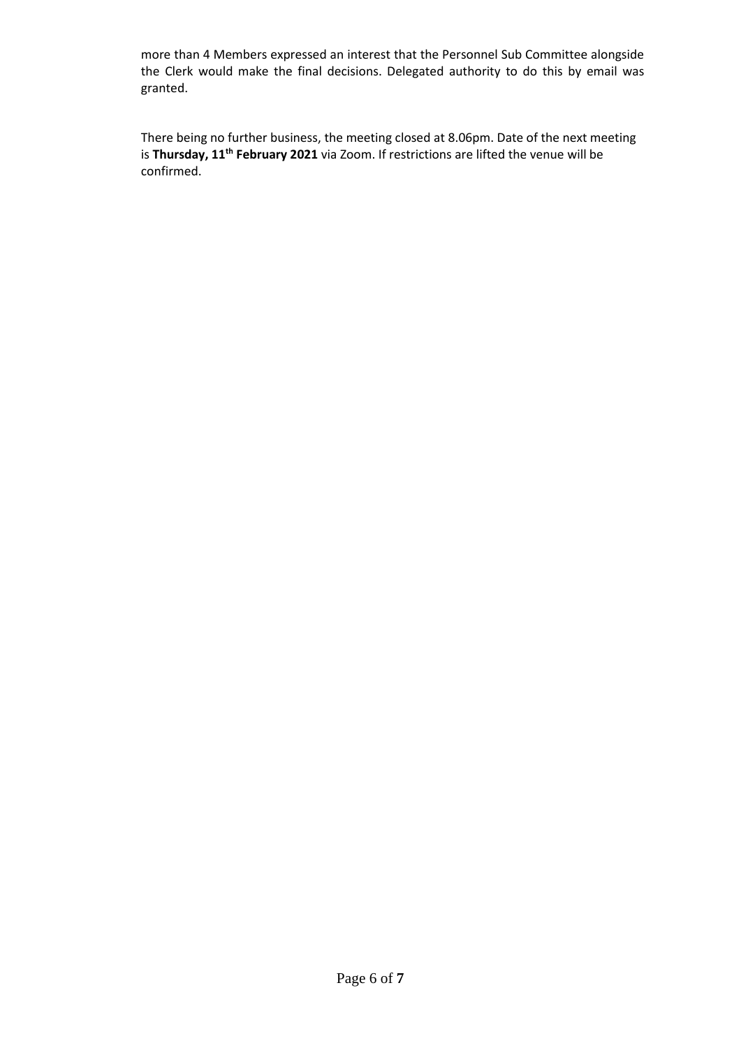more than 4 Members expressed an interest that the Personnel Sub Committee alongside the Clerk would make the final decisions. Delegated authority to do this by email was granted.

There being no further business, the meeting closed at 8.06pm. Date of the next meeting is **Thursday, 11th February 2021** via Zoom. If restrictions are lifted the venue will be confirmed.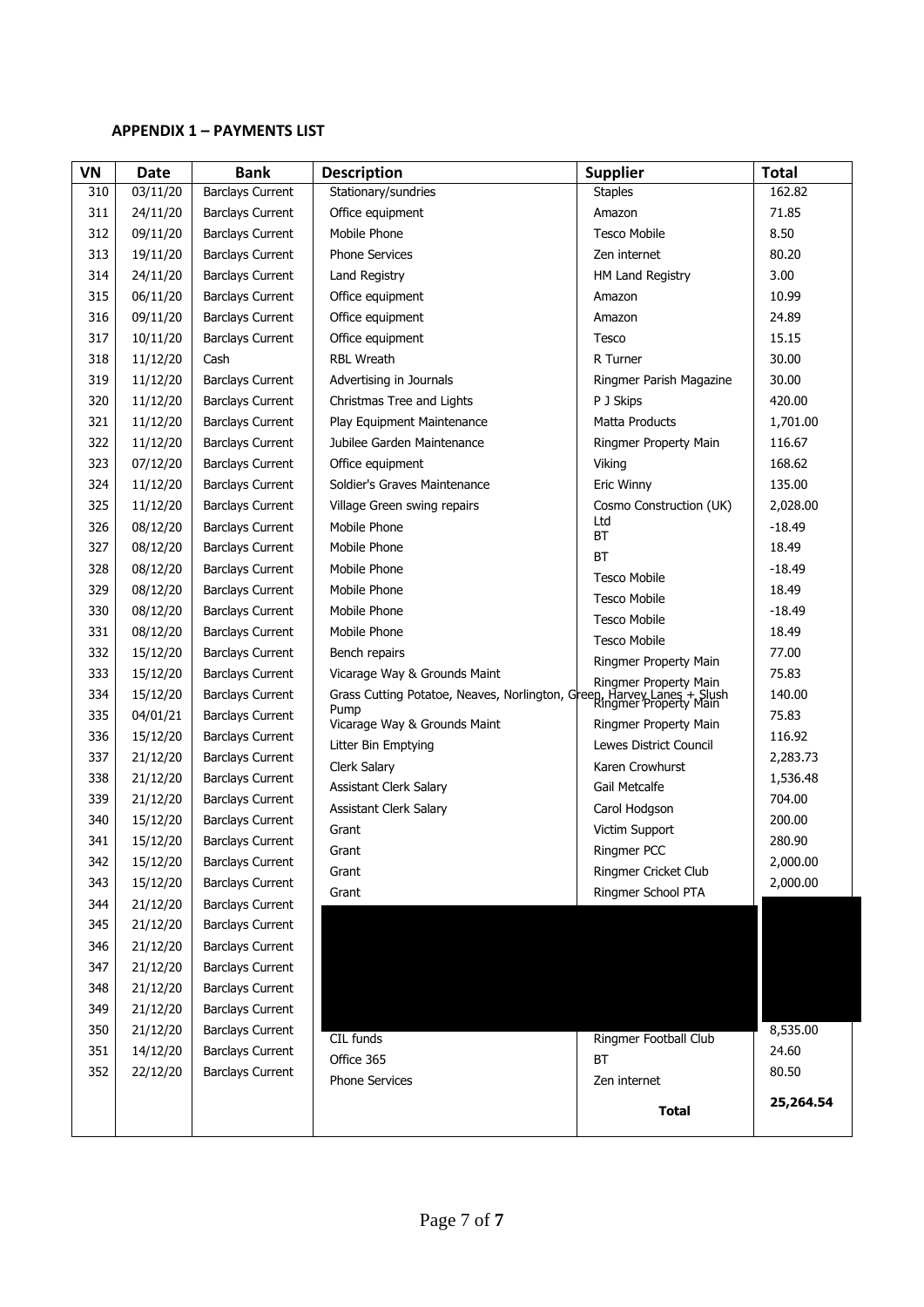### APPENDIX 1 – PAYMENTS LIST

| VN | Date | Bank | Description | Supplier | Total |
|---|---|---|---|---|---|
| 310 | 03/11/20 | Barclays Current | Stationary/sundries | Staples | 162.82 |
| 311 | 24/11/20 | Barclays Current | Office equipment | Amazon | 71.85 |
| 312 | 09/11/20 | Barclays Current | Mobile Phone | Tesco Mobile | 8.50 |
| 313 | 19/11/20 | Barclays Current | Phone Services | Zen internet | 80.20 |
| 314 | 24/11/20 | Barclays Current | Land Registry | HM Land Registry | 3.00 |
| 315 | 06/11/20 | Barclays Current | Office equipment | Amazon | 10.99 |
| 316 | 09/11/20 | Barclays Current | Office equipment | Amazon | 24.89 |
| 317 | 10/11/20 | Barclays Current | Office equipment | Tesco | 15.15 |
| 318 | 11/12/20 | Cash | RBL Wreath | R Turner | 30.00 |
| 319 | 11/12/20 | Barclays Current | Advertising in Journals | Ringmer Parish Magazine | 30.00 |
| 320 | 11/12/20 | Barclays Current | Christmas Tree and Lights | P J Skips | 420.00 |
| 321 | 11/12/20 | Barclays Current | Play Equipment Maintenance | Matta Products | 1,701.00 |
| 322 | 11/12/20 | Barclays Current | Jubilee Garden Maintenance | Ringmer Property Main | 116.67 |
| 323 | 07/12/20 | Barclays Current | Office equipment | Viking | 168.62 |
| 324 | 11/12/20 | Barclays Current | Soldier's Graves Maintenance | Eric Winny | 135.00 |
| 325 | 11/12/20 | Barclays Current | Village Green swing repairs | Cosmo Construction (UK) Ltd | 2,028.00 |
| 326 | 08/12/20 | Barclays Current | Mobile Phone | BT | -18.49 |
| 327 | 08/12/20 | Barclays Current | Mobile Phone | BT | 18.49 |
| 328 | 08/12/20 | Barclays Current | Mobile Phone | Tesco Mobile | -18.49 |
| 329 | 08/12/20 | Barclays Current | Mobile Phone | Tesco Mobile | 18.49 |
| 330 | 08/12/20 | Barclays Current | Mobile Phone | Tesco Mobile | -18.49 |
| 331 | 08/12/20 | Barclays Current | Mobile Phone | Tesco Mobile | 18.49 |
| 332 | 15/12/20 | Barclays Current | Bench repairs | Ringmer Property Main | 77.00 |
| 333 | 15/12/20 | Barclays Current | Vicarage Way & Grounds Maint | Ringmer Property Main | 75.83 |
| 334 | 15/12/20 | Barclays Current | Grass Cutting Potatoe, Neaves, Norlington, Green, Harvey Lanes + Slush Pump | Ringmer Property Main | 140.00 |
| 335 | 04/01/21 | Barclays Current | Vicarage Way & Grounds Maint | Ringmer Property Main | 75.83 |
| 336 | 15/12/20 | Barclays Current | Litter Bin Emptying | Lewes District Council | 116.92 |
| 337 | 21/12/20 | Barclays Current | Clerk Salary | Karen Crowhurst | 2,283.73 |
| 338 | 21/12/20 | Barclays Current | Assistant Clerk Salary | Gail Metcalfe | 1,536.48 |
| 339 | 21/12/20 | Barclays Current | Assistant Clerk Salary | Carol Hodgson | 704.00 |
| 340 | 15/12/20 | Barclays Current | Grant | Victim Support | 200.00 |
| 341 | 15/12/20 | Barclays Current | Grant | Ringmer PCC | 280.90 |
| 342 | 15/12/20 | Barclays Current | Grant | Ringmer Cricket Club | 2,000.00 |
| 343 | 15/12/20 | Barclays Current | Grant | Ringmer School PTA | 2,000.00 |
| 344 | 21/12/20 | Barclays Current | | | |
| 345 | 21/12/20 | Barclays Current | | | |
| 346 | 21/12/20 | Barclays Current | | | |
| 347 | 21/12/20 | Barclays Current | | | |
| 348 | 21/12/20 | Barclays Current | | | |
| 349 | 21/12/20 | Barclays Current | | | |
| 350 | 21/12/20 | Barclays Current | CIL funds | Ringmer Football Club | 8,535.00 |
| 351 | 14/12/20 | Barclays Current | Office 365 | BT | 24.60 |
| 352 | 22/12/20 | Barclays Current | Phone Services | Zen internet | 80.50 |
| | | | | **Total** | **25,264.54** |